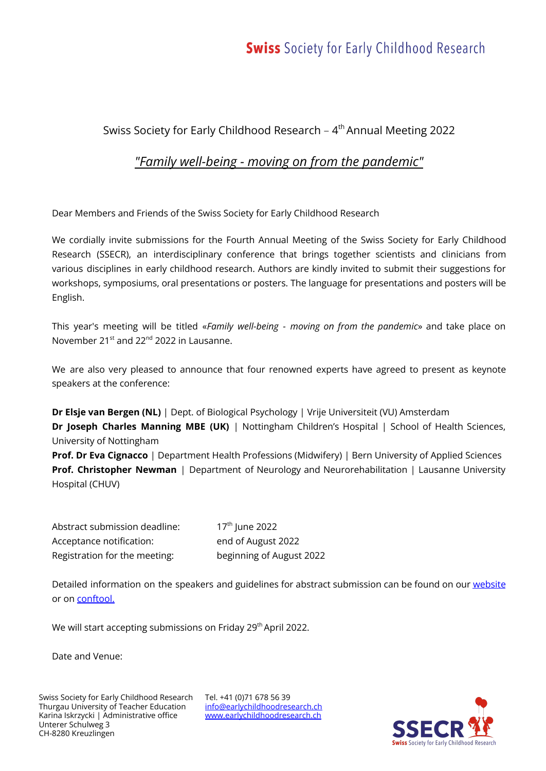Swiss Society for Early Childhood Research – 4th Annual Meeting 2022

## *"Family well-being - moving on from the pandemic"*

Dear Members and Friends of the Swiss Society for Early Childhood Research

We cordially invite submissions for the Fourth Annual Meeting of the Swiss Society for Early Childhood Research (SSECR), an interdisciplinary conference that brings together scientists and clinicians from various disciplines in early childhood research. Authors are kindly invited to submit their suggestions for workshops, symposiums, oral presentations or posters. The language for presentations and posters will be English.

This year's meeting will be titled «*Family well-being - moving on from the pandemic*» and take place on November 21st and 22nd 2022 in Lausanne.

We are also very pleased to announce that four renowned experts have agreed to present as keynote speakers at the conference:

**Dr Elsje van Bergen (NL)** | Dept. of Biological Psychology | Vrije Universiteit (VU) Amsterdam
**Dr Joseph Charles Manning MBE (UK)** | Nottingham Children's Hospital | School of Health Sciences, University of Nottingham
**Prof. Dr Eva Cignacco** | Department Health Professions (Midwifery) | Bern University of Applied Sciences
**Prof. Christopher Newman** | Department of Neurology and Neurorehabilitation | Lausanne University Hospital (CHUV)

| | |
|---|---|
| Abstract submission deadline: | 17th June 2022 |
| Acceptance notification: | end of August 2022 |
| Registration for the meeting: | beginning of August 2022 |

Detailed information on the speakers and guidelines for abstract submission can be found on our [website](#) or on [conftool.](#)

We will start accepting submissions on Friday 29th April 2022.

Date and Venue:

Swiss Society for Early Childhood Research
Thurgau University of Teacher Education
Karina Iskrzycki | Administrative office
Unterer Schulweg 3
CH-8280 Kreuzlingen

Tel. +41 (0)71 678 56 39
info@earlychildhoodresearch.ch
www.earlychildhoodresearch.ch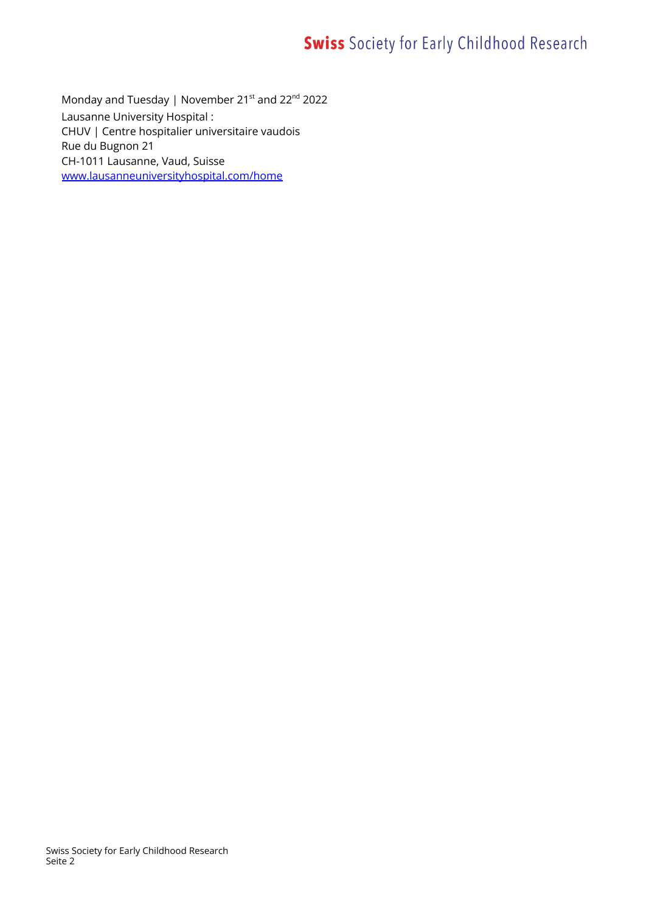Monday and Tuesday | November 21st and 22nd 2022

Lausanne University Hospital :
CHUV | Centre hospitalier universitaire vaudois
Rue du Bugnon 21
CH-1011 Lausanne, Vaud, Suisse
www.lausanneuniversityhospital.com/home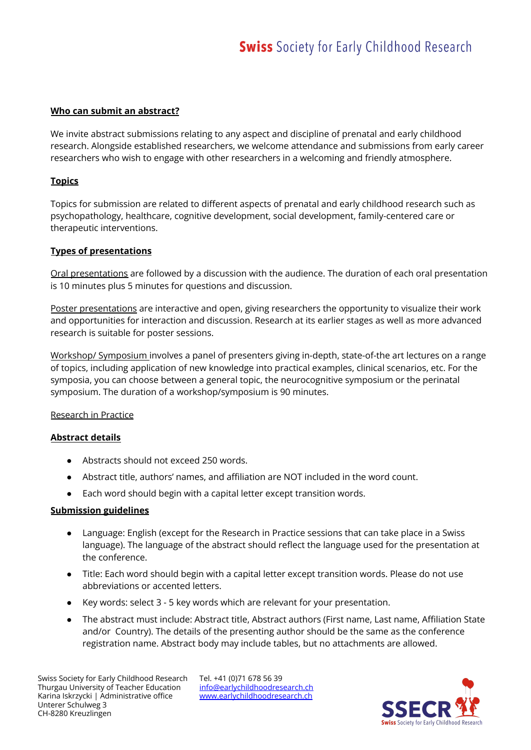**Who can submit an abstract?**

We invite abstract submissions relating to any aspect and discipline of prenatal and early childhood research. Alongside established researchers, we welcome attendance and submissions from early career researchers who wish to engage with other researchers in a welcoming and friendly atmosphere.

**Topics**

Topics for submission are related to different aspects of prenatal and early childhood research such as psychopathology, healthcare, cognitive development, social development, family-centered care or therapeutic interventions.

**Types of presentations**

Oral presentations are followed by a discussion with the audience. The duration of each oral presentation is 10 minutes plus 5 minutes for questions and discussion.

Poster presentations are interactive and open, giving researchers the opportunity to visualize their work and opportunities for interaction and discussion. Research at its earlier stages as well as more advanced research is suitable for poster sessions.

Workshop/ Symposium involves a panel of presenters giving in-depth, state-of-the art lectures on a range of topics, including application of new knowledge into practical examples, clinical scenarios, etc. For the symposia, you can choose between a general topic, the neurocognitive symposium or the perinatal symposium. The duration of a workshop/symposium is 90 minutes.

Research in Practice

**Abstract details**

- Abstracts should not exceed 250 words.
- Abstract title, authors' names, and affiliation are NOT included in the word count.
- Each word should begin with a capital letter except transition words.

**Submission guidelines**

- Language: English (except for the Research in Practice sessions that can take place in a Swiss language). The language of the abstract should reflect the language used for the presentation at the conference.
- Title: Each word should begin with a capital letter except transition words. Please do not use abbreviations or accented letters.
- Key words: select 3 - 5 key words which are relevant for your presentation.
- The abstract must include: Abstract title, Abstract authors (First name, Last name, Affiliation State and/or Country). The details of the presenting author should be the same as the conference registration name. Abstract body may include tables, but no attachments are allowed.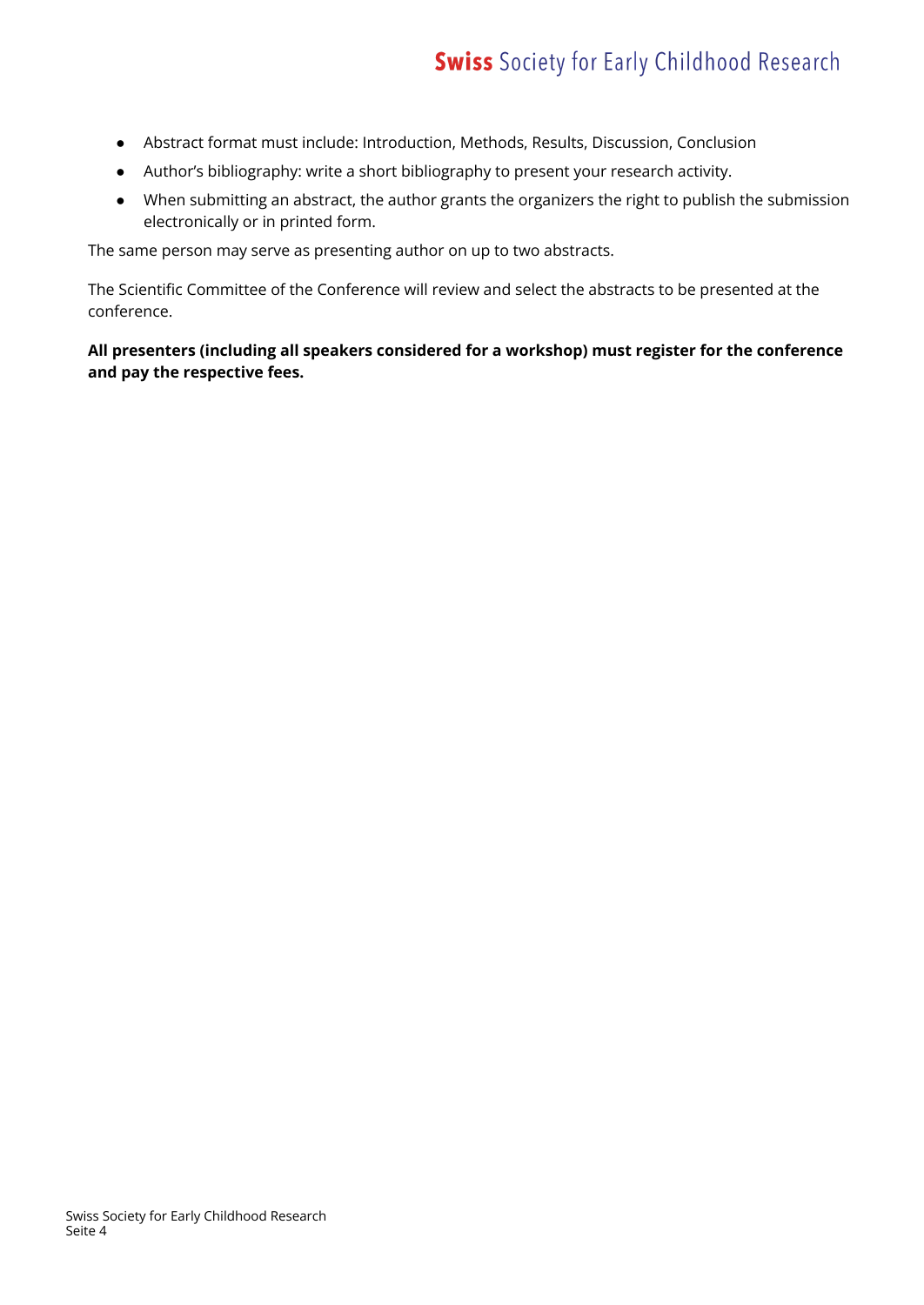- Abstract format must include: Introduction, Methods, Results, Discussion, Conclusion
- Author's bibliography: write a short bibliography to present your research activity.
- When submitting an abstract, the author grants the organizers the right to publish the submission electronically or in printed form.

The same person may serve as presenting author on up to two abstracts.

The Scientific Committee of the Conference will review and select the abstracts to be presented at the conference.

**All presenters (including all speakers considered for a workshop) must register for the conference and pay the respective fees.**